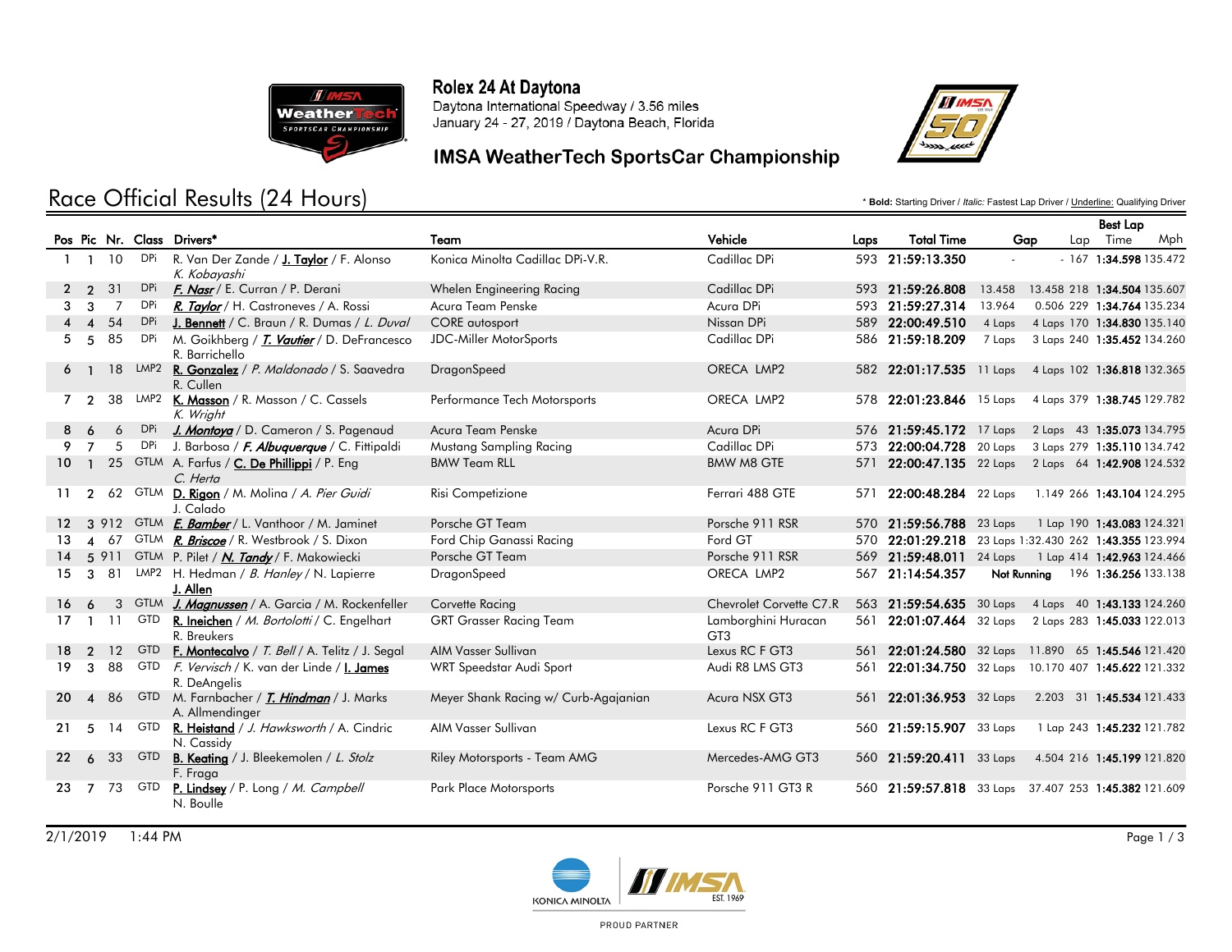# Rolex 24 At Daytona

Daytona International Speedway / 3.56 miles
January 24 - 27, 2019 / Daytona Beach, Florida

## IMSA WeatherTech SportsCar Championship

## Race Official Results (24 Hours)

* **Bold:** Starting Driver / *Italic:* Fastest Lap Driver / Underline: Qualifying Driver

| Pos | Pic | Nr. | Class | Drivers* | Team | Vehicle | Laps | Total Time | Gap | | Best Lap Lap | Time | Mph |
|---|---|---|---|---|---|---|---|---|---|---|---|---|---|
| 1 | 1 | 10 | DPi | R. Van Der Zande / **J. Taylor** / F. Alonso *K. Kobayashi* | Konica Minolta Cadillac DPi-V.R. | Cadillac DPi | 593 | **21:59:13.350** | - | - | 167 | **1:34.598** | 135.472 |
| 2 | 2 | 31 | DPi | ***F. Nasr*** / E. Curran / P. Derani | Whelen Engineering Racing | Cadillac DPi | 593 | **21:59:26.808** | 13.458 | 13.458 | 218 | **1:34.504** | 135.607 |
| 3 | 3 | 7 | DPi | ***R. Taylor*** / H. Castroneves / A. Rossi | Acura Team Penske | Acura DPi | 593 | **21:59:27.314** | 13.964 | 0.506 | 229 | **1:34.764** | 135.234 |
| 4 | 4 | 54 | DPi | **J. Bennett** / C. Braun / R. Dumas / *L. Duval* | CORE autosport | Nissan DPi | 589 | **22:00:49.510** | 4 Laps | 4 Laps | 170 | **1:34.830** | 135.140 |
| 5 | 5 | 85 | DPi | M. Goikhberg / ***T. Vautier*** / D. DeFrancesco R. Barrichello | JDC-Miller MotorSports | Cadillac DPi | 586 | **21:59:18.209** | 7 Laps | 3 Laps | 240 | **1:35.452** | 134.260 |
| 6 | 1 | 18 | LMP2 | **R. Gonzalez** / *P. Maldonado* / S. Saavedra R. Cullen | DragonSpeed | ORECA LMP2 | 582 | **22:01:17.535** | 11 Laps | 4 Laps | 102 | **1:36.818** | 132.365 |
| 7 | 2 | 38 | LMP2 | **K. Masson** / R. Masson / C. Cassels *K. Wright* | Performance Tech Motorsports | ORECA LMP2 | 578 | **22:01:23.846** | 15 Laps | 4 Laps | 379 | **1:38.745** | 129.782 |
| 8 | 6 | 6 | DPi | ***J. Montoya*** / D. Cameron / S. Pagenaud | Acura Team Penske | Acura DPi | 576 | **21:59:45.172** | 17 Laps | 2 Laps | 43 | **1:35.073** | 134.795 |
| 9 | 7 | 5 | DPi | J. Barbosa / ***F. Albuquerque*** / C. Fittipaldi | Mustang Sampling Racing | Cadillac DPi | 573 | **22:00:04.728** | 20 Laps | 3 Laps | 279 | **1:35.110** | 134.742 |
| 10 | 1 | 25 | GTLM | A. Farfus / **C. De Phillippi** / P. Eng *C. Herta* | BMW Team RLL | BMW M8 GTE | 571 | **22:00:47.135** | 22 Laps | 2 Laps | 64 | **1:42.908** | 124.532 |
| 11 | 2 | 62 | GTLM | **D. Rigon** / M. Molina / *A. Pier Guidi* J. Calado | Risi Competizione | Ferrari 488 GTE | 571 | **22:00:48.284** | 22 Laps | 1.149 | 266 | **1:43.104** | 124.295 |
| 12 | 3 | 912 | GTLM | ***E. Bamber*** / L. Vanthoor / M. Jaminet | Porsche GT Team | Porsche 911 RSR | 570 | **21:59:56.788** | 23 Laps | 1 Lap | 190 | **1:43.083** | 124.321 |
| 13 | 4 | 67 | GTLM | ***R. Briscoe*** / R. Westbrook / S. Dixon | Ford Chip Ganassi Racing | Ford GT | 570 | **22:01:29.218** | 23 Laps | 1:32.430 | 262 | **1:43.355** | 123.994 |
| 14 | 5 | 911 | GTLM | P. Pilet / ***N. Tandy*** / F. Makowiecki | Porsche GT Team | Porsche 911 RSR | 569 | **21:59:48.011** | 24 Laps | 1 Lap | 414 | **1:42.963** | 124.466 |
| 15 | 3 | 81 | LMP2 | H. Hedman / *B. Hanley* / N. Lapierre **J. Allen** | DragonSpeed | ORECA LMP2 | 567 | **21:14:54.357** | Not Running | | 196 | **1:36.256** | 133.138 |
| 16 | 6 | 3 | GTLM | ***J. Magnussen*** / A. Garcia / M. Rockenfeller | Corvette Racing | Chevrolet Corvette C7.R | 563 | **21:59:54.635** | 30 Laps | 4 Laps | 40 | **1:43.133** | 124.260 |
| 17 | 1 | 11 | GTD | **R. Ineichen** / *M. Bortolotti* / C. Engelhart R. Breukers | GRT Grasser Racing Team | Lamborghini Huracan GT3 | 561 | **22:01:07.464** | 32 Laps | 2 Laps | 283 | **1:45.033** | 122.013 |
| 18 | 2 | 12 | GTD | **F. Montecalvo** / *T. Bell* / A. Telitz / J. Segal | AIM Vasser Sullivan | Lexus RC F GT3 | 561 | **22:01:24.580** | 32 Laps | 11.890 | 65 | **1:45.546** | 121.420 |
| 19 | 3 | 88 | GTD | *F. Vervisch* / K. van der Linde / **I. James** R. DeAngelis | WRT Speedstar Audi Sport | Audi R8 LMS GT3 | 561 | **22:01:34.750** | 32 Laps | 10.170 | 407 | **1:45.622** | 121.332 |
| 20 | 4 | 86 | GTD | M. Farnbacher / ***T. Hindman*** / J. Marks A. Allmendinger | Meyer Shank Racing w/ Curb-Agajanian | Acura NSX GT3 | 561 | **22:01:36.953** | 32 Laps | 2.203 | 31 | **1:45.534** | 121.433 |
| 21 | 5 | 14 | GTD | **R. Heistand** / *J. Hawksworth* / A. Cindric N. Cassidy | AIM Vasser Sullivan | Lexus RC F GT3 | 560 | **21:59:15.907** | 33 Laps | 1 Lap | 243 | **1:45.232** | 121.782 |
| 22 | 6 | 33 | GTD | **B. Keating** / J. Bleekemolen / *L. Stolz* F. Fraga | Riley Motorsports - Team AMG | Mercedes-AMG GT3 | 560 | **21:59:20.411** | 33 Laps | 4.504 | 216 | **1:45.199** | 121.820 |
| 23 | 7 | 73 | GTD | **P. Lindsey** / P. Long / *M. Campbell* N. Boulle | Park Place Motorsports | Porsche 911 GT3 R | 560 | **21:59:57.818** | 33 Laps | 37.407 | 253 | **1:45.382** | 121.609 |

2/1/2019 1:44 PM

KONICA MINOLTA | IMSA EST. 1969 — PROUD PARTNER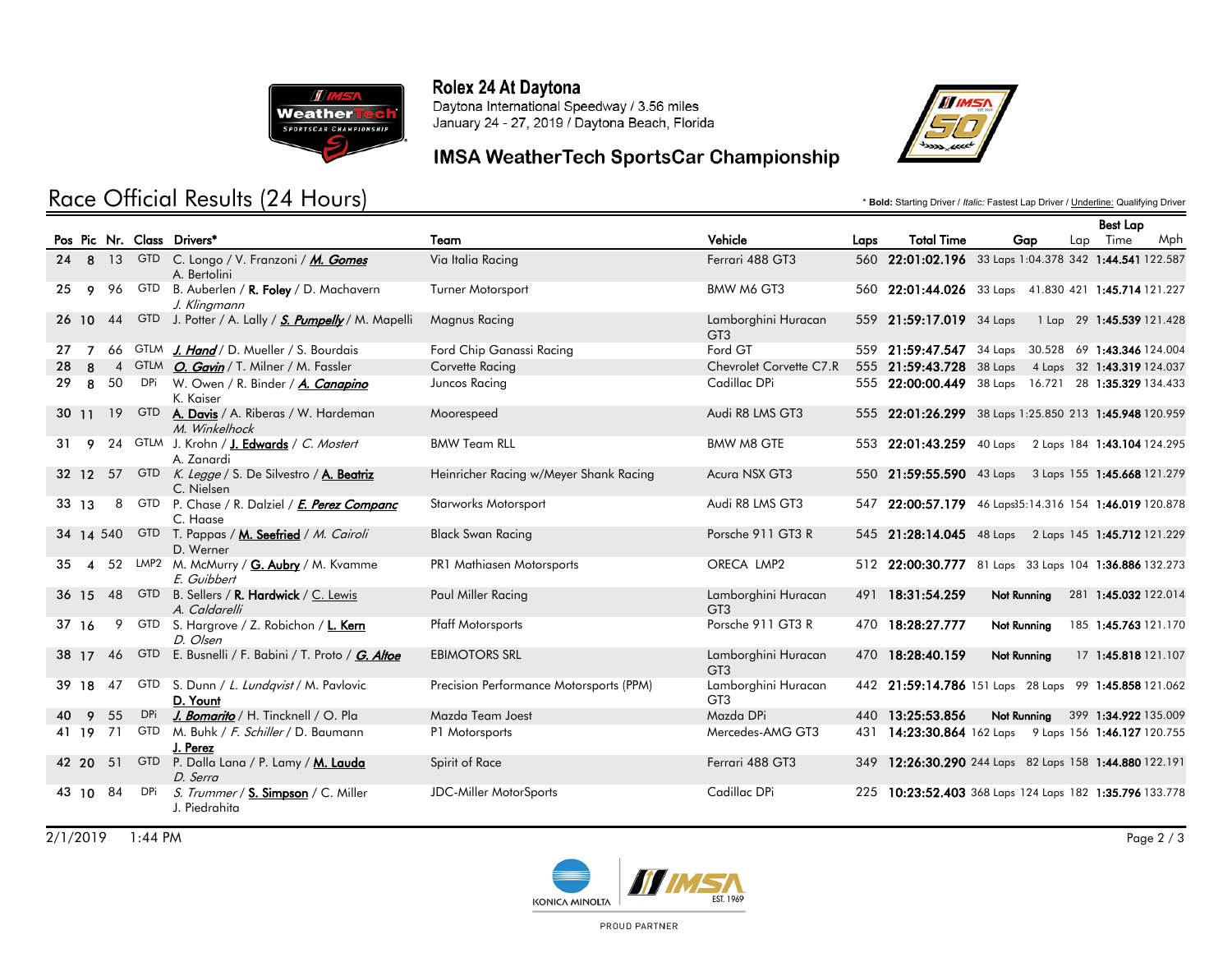# Rolex 24 At Daytona

Daytona International Speedway / 3.56 miles
January 24 - 27, 2019 / Daytona Beach, Florida

## IMSA WeatherTech SportsCar Championship

## Race Official Results (24 Hours)

* **Bold:** Starting Driver / *Italic:* Fastest Lap Driver / Underline: Qualifying Driver

| Pos | Pic | Nr. | Class | Drivers* | Team | Vehicle | Laps | Total Time | Gap | | Best Lap Lap | Best Lap Time | Mph |
|---|---|---|---|---|---|---|---|---|---|---|---|---|---|
| 24 | 8 | 13 | GTD | C. Longo / V. Franzoni / ***M. Gomes*** / A. Bertolini | Via Italia Racing | Ferrari 488 GT3 | 560 | **22:01:02.196** | 33 Laps | 1:04.378 | 342 | **1:44.541** | 122.587 |
| 25 | 9 | 96 | GTD | B. Auberlen / **R. Foley** / D. Machavern / *J. Klingmann* | Turner Motorsport | BMW M6 GT3 | 560 | **22:01:44.026** | 33 Laps | 41.830 | 421 | **1:45.714** | 121.227 |
| 26 | 10 | 44 | GTD | J. Potter / A. Lally / ***S. Pumpelly*** / M. Mapelli | Magnus Racing | Lamborghini Huracan GT3 | 559 | **21:59:17.019** | 34 Laps | 1 Lap | 29 | **1:45.539** | 121.428 |
| 27 | 7 | 66 | GTLM | ***J. Hand*** / D. Mueller / S. Bourdais | Ford Chip Ganassi Racing | Ford GT | 559 | **21:59:47.547** | 34 Laps | 30.528 | 69 | **1:43.346** | 124.004 |
| 28 | 8 | 4 | GTLM | ***O. Gavin*** / T. Milner / M. Fassler | Corvette Racing | Chevrolet Corvette C7.R | 555 | **21:59:43.728** | 38 Laps | 4 Laps | 32 | **1:43.319** | 124.037 |
| 29 | 8 | 50 | DPi | W. Owen / R. Binder / ***A. Canapino*** / K. Kaiser | Juncos Racing | Cadillac DPi | 555 | **22:00:00.449** | 38 Laps | 16.721 | 28 | **1:35.329** | 134.433 |
| 30 | 11 | 19 | GTD | **A. Davis** / A. Riberas / W. Hardeman / *M. Winkelhock* | Moorespeed | Audi R8 LMS GT3 | 555 | **22:01:26.299** | 38 Laps | 1:25.850 | 213 | **1:45.948** | 120.959 |
| 31 | 9 | 24 | GTLM | J. Krohn / **J. Edwards** / *C. Mostert* / A. Zanardi | BMW Team RLL | BMW M8 GTE | 553 | **22:01:43.259** | 40 Laps | 2 Laps | 184 | **1:43.104** | 124.295 |
| 32 | 12 | 57 | GTD | *K. Legge* / S. De Silvestro / **A. Beatriz** / C. Nielsen | Heinricher Racing w/Meyer Shank Racing | Acura NSX GT3 | 550 | **21:59:55.590** | 43 Laps | 3 Laps | 155 | **1:45.668** | 121.279 |
| 33 | 13 | 8 | GTD | P. Chase / R. Dalziel / ***E. Perez Companc*** / C. Haase | Starworks Motorsport | Audi R8 LMS GT3 | 547 | **22:00:57.179** | 46 Laps | 35:14.316 | 154 | **1:46.019** | 120.878 |
| 34 | 14 | 540 | GTD | T. Pappas / **M. Seefried** / *M. Cairoli* / D. Werner | Black Swan Racing | Porsche 911 GT3 R | 545 | **21:28:14.045** | 48 Laps | 2 Laps | 145 | **1:45.712** | 121.229 |
| 35 | 4 | 52 | LMP2 | M. McMurry / **G. Aubry** / M. Kvamme / *E. Guibbert* | PR1 Mathiasen Motorsports | ORECA LMP2 | 512 | **22:00:30.777** | 81 Laps | 33 Laps | 104 | **1:36.886** | 132.273 |
| 36 | 15 | 48 | GTD | B. Sellers / **R. Hardwick** / C. Lewis / *A. Caldarelli* | Paul Miller Racing | Lamborghini Huracan GT3 | 491 | **18:31:54.259** | **Not Running** | | 281 | **1:45.032** | 122.014 |
| 37 | 16 | 9 | GTD | S. Hargrove / Z. Robichon / **L. Kern** / *D. Olsen* | Pfaff Motorsports | Porsche 911 GT3 R | 470 | **18:28:27.777** | **Not Running** | | 185 | **1:45.763** | 121.170 |
| 38 | 17 | 46 | GTD | E. Busnelli / F. Babini / T. Proto / ***G. Altoe*** | EBIMOTORS SRL | Lamborghini Huracan GT3 | 470 | **18:28:40.159** | **Not Running** | | 17 | **1:45.818** | 121.107 |
| 39 | 18 | 47 | GTD | S. Dunn / *L. Lundqvist* / M. Pavlovic / **D. Yount** | Precision Performance Motorsports (PPM) | Lamborghini Huracan GT3 | 442 | **21:59:14.786** | 151 Laps | 28 Laps | 99 | **1:45.858** | 121.062 |
| 40 | 9 | 55 | DPi | ***J. Bomarito*** / H. Tincknell / O. Pla | Mazda Team Joest | Mazda DPi | 440 | **13:25:53.856** | **Not Running** | | 399 | **1:34.922** | 135.009 |
| 41 | 19 | 71 | GTD | M. Buhk / *F. Schiller* / D. Baumann / **J. Perez** | P1 Motorsports | Mercedes-AMG GT3 | 431 | **14:23:30.864** | 162 Laps | 9 Laps | 156 | **1:46.127** | 120.755 |
| 42 | 20 | 51 | GTD | P. Dalla Lana / P. Lamy / **M. Lauda** / *D. Serra* | Spirit of Race | Ferrari 488 GT3 | 349 | **12:26:30.290** | 244 Laps | 82 Laps | 158 | **1:44.880** | 122.191 |
| 43 | 10 | 84 | DPi | *S. Trummer* / **S. Simpson** / C. Miller / J. Piedrahita | JDC-Miller MotorSports | Cadillac DPi | 225 | **10:23:52.403** | 368 Laps | 124 Laps | 182 | **1:35.796** | 133.778 |

2/1/2019 1:44 PM

KONICA MINOLTA — IMSA EST. 1969 — PROUD PARTNER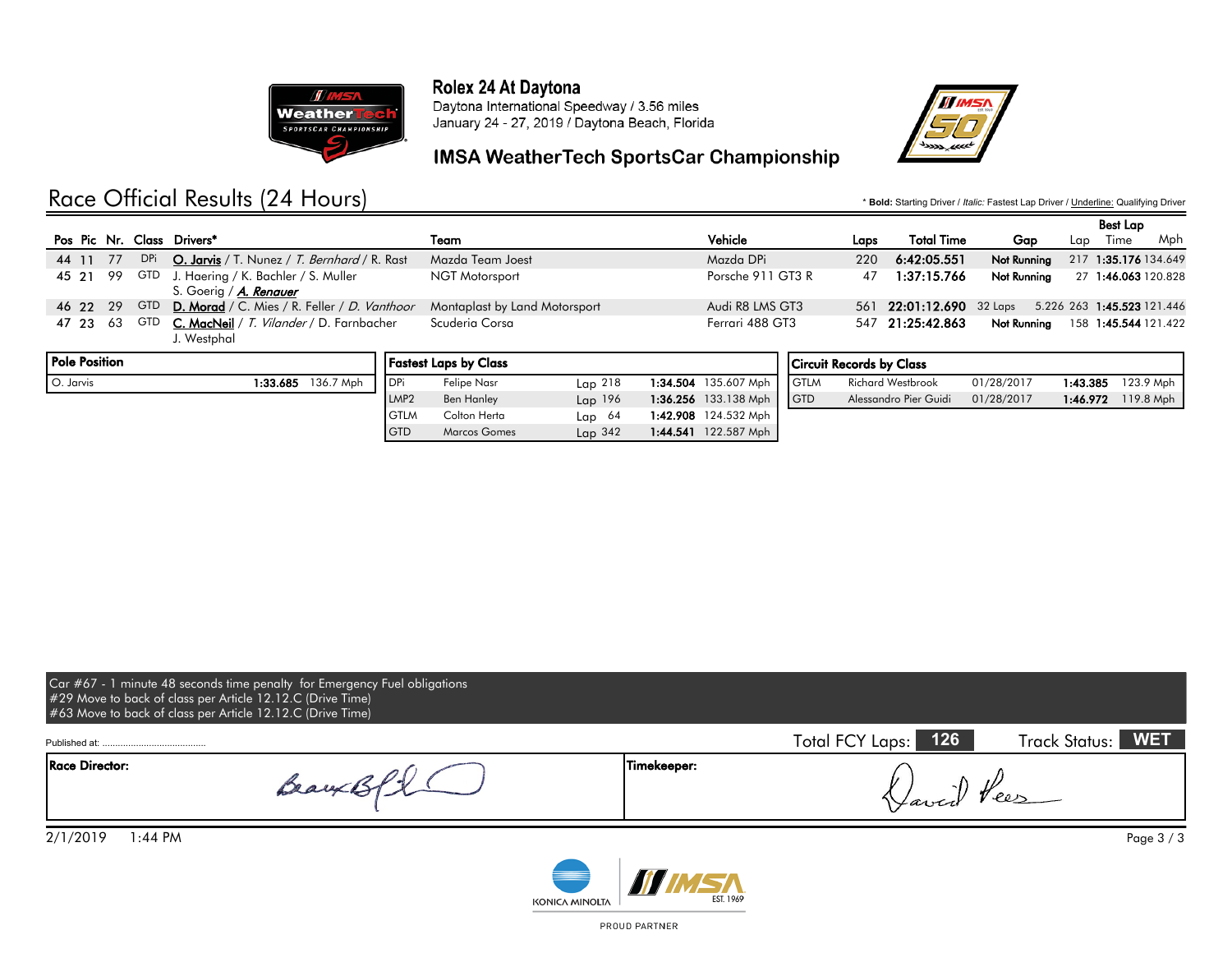# Rolex 24 At Daytona

Daytona International Speedway / 3.56 miles
January 24 - 27, 2019 / Daytona Beach, Florida

## IMSA WeatherTech SportsCar Championship

## Race Official Results (24 Hours)

\* **Bold:** Starting Driver / *Italic:* Fastest Lap Driver / Underline: Qualifying Driver

| Pos | Pic | Nr. | Class | Drivers* | Team | Vehicle | Laps | Total Time | Gap | Best Lap Lap | Best Lap Time | Best Lap Mph |
|---|---|---|---|---|---|---|---|---|---|---|---|---|
| 44 | 11 | 77 | DPi | **O. Jarvis** / T. Nunez / *T. Bernhard* / R. Rast | Mazda Team Joest | Mazda DPi | 220 | 6:42:05.551 | Not Running | 217 | 1:35.176 | 134.649 |
| 45 | 21 | 99 | GTD | J. Haering / K. Bachler / S. Muller S. Goerig / ***A. Renauer*** | NGT Motorsport | Porsche 911 GT3 R | 47 | 1:37:15.766 | Not Running | 27 | 1:46.063 | 120.828 |
| 46 | 22 | 29 | GTD | **D. Morad** / C. Mies / R. Feller / *D. Vanthoor* | Montaplast by Land Motorsport | Audi R8 LMS GT3 | 561 | 22:01:12.690 | 32 Laps | 5.226 263 | 1:45.523 | 121.446 |
| 47 | 23 | 63 | GTD | **C. MacNeil** / *T. Vilander* / D. Farnbacher J. Westphal | Scuderia Corsa | Ferrari 488 GT3 | 547 | 21:25:42.863 | Not Running | 158 | 1:45.544 | 121.422 |

| Pole Position | | |
|---|---|---|
| O. Jarvis | 1:33.685 | 136.7 Mph |

| Fastest Laps by Class | | | | |
|---|---|---|---|---|
| DPi | Felipe Nasr | Lap 218 | 1:34.504 | 135.607 Mph |
| LMP2 | Ben Hanley | Lap 196 | 1:36.256 | 133.138 Mph |
| GTLM | Colton Herta | Lap 64 | 1:42.908 | 124.532 Mph |
| GTD | Marcos Gomes | Lap 342 | 1:44.541 | 122.587 Mph |

| Circuit Records by Class | | | | |
|---|---|---|---|---|
| GTLM | Richard Westbrook | 01/28/2017 | 1:43.385 | 123.9 Mph |
| GTD | Alessandro Pier Guidi | 01/28/2017 | 1:46.972 | 119.8 Mph |

Car #67 - 1 minute 48 seconds time penalty for Emergency Fuel obligations
#29 Move to back of class per Article 12.12.C (Drive Time)
#63 Move to back of class per Article 12.12.C (Drive Time)

Published at: ........................................

Total FCY Laps: **126** Track Status: **WET**

**Race Director:**

**Timekeeper:**

2/1/2019 1:44 PM

KONICA MINOLTA | IMSA EST. 1969 PROUD PARTNER